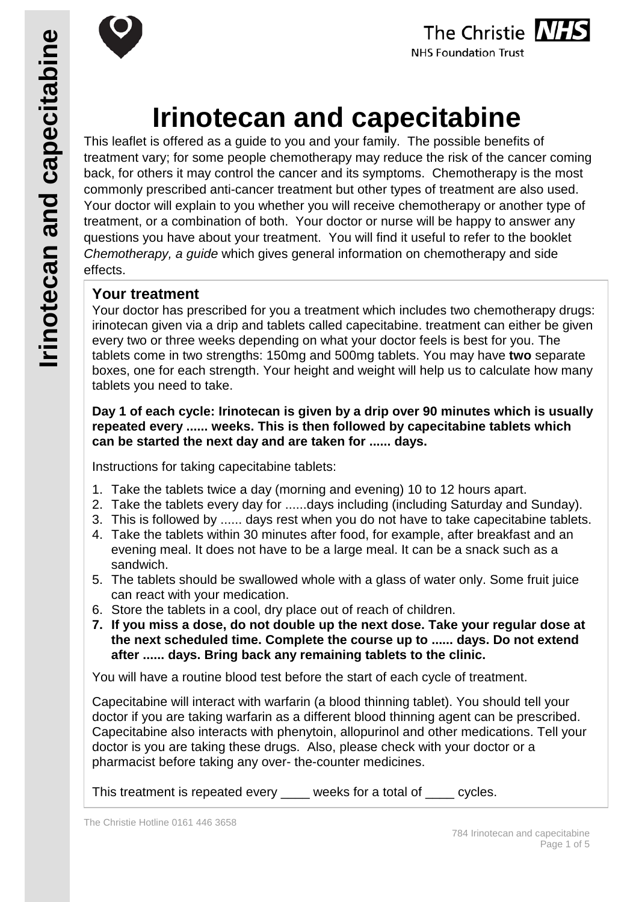# Irinotecan and capecitabine

This leaflet is offered as a guide to you and your family. The possible benefits of treatment vary; for some people chemotherapy may reduce the risk of the cancer coming back, for others it may control the cancer and its symptoms. Chemotherapy is the most commonly prescribed anti-cancer treatment but other types of treatment are also used. Your doctor will explain to you whether you will receive chemotherapy or another type of treatment, or a combination of both. Your doctor or nurse will be happy to answer any questions you have about your treatment. You will find it useful to refer to the booklet *Chemotherapy, a guide* which gives general information on chemotherapy and side effects.

## Your treatment

Your doctor has prescribed for you a treatment which includes two chemotherapy drugs: irinotecan given via a drip and tablets called capecitabine. treatment can either be given every two or three weeks depending on what your doctor feels is best for you. The tablets come in two strengths: 150mg and 500mg tablets. You may have **two** separate boxes, one for each strength. Your height and weight will help us to calculate how many tablets you need to take.

**Day 1 of each cycle: Irinotecan is given by a drip over 90 minutes which is usually repeated every ...... weeks. This is then followed by capecitabine tablets which can be started the next day and are taken for ...... days.**

Instructions for taking capecitabine tablets:

1. Take the tablets twice a day (morning and evening) 10 to 12 hours apart.
2. Take the tablets every day for ......days including (including Saturday and Sunday).
3. This is followed by ...... days rest when you do not have to take capecitabine tablets.
4. Take the tablets within 30 minutes after food, for example, after breakfast and an evening meal. It does not have to be a large meal. It can be a snack such as a sandwich.
5. The tablets should be swallowed whole with a glass of water only. Some fruit juice can react with your medication.
6. Store the tablets in a cool, dry place out of reach of children.
7. **If you miss a dose, do not double up the next dose. Take your regular dose at the next scheduled time. Complete the course up to ...... days. Do not extend after ...... days. Bring back any remaining tablets to the clinic.**

You will have a routine blood test before the start of each cycle of treatment.

Capecitabine will interact with warfarin (a blood thinning tablet). You should tell your doctor if you are taking warfarin as a different blood thinning agent can be prescribed. Capecitabine also interacts with phenytoin, allopurinol and other medications. Tell your doctor is you are taking these drugs. Also, please check with your doctor or a pharmacist before taking any over- the-counter medicines.

This treatment is repeated every ____ weeks for a total of ____ cycles.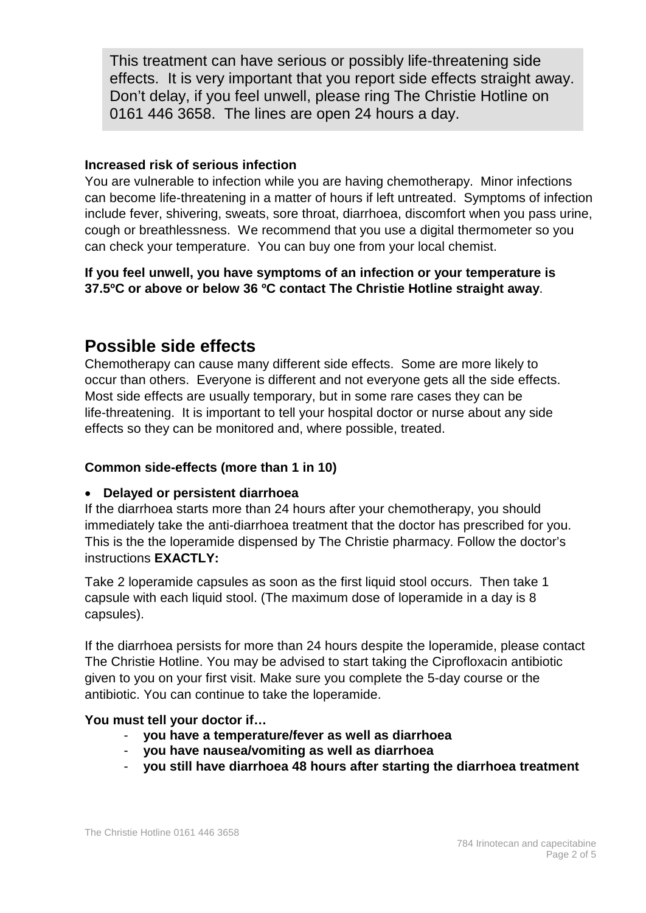This treatment can have serious or possibly life-threatening side effects. It is very important that you report side effects straight away. Don't delay, if you feel unwell, please ring The Christie Hotline on 0161 446 3658. The lines are open 24 hours a day.

**Increased risk of serious infection**

You are vulnerable to infection while you are having chemotherapy. Minor infections can become life-threatening in a matter of hours if left untreated. Symptoms of infection include fever, shivering, sweats, sore throat, diarrhoea, discomfort when you pass urine, cough or breathlessness. We recommend that you use a digital thermometer so you can check your temperature. You can buy one from your local chemist.

**If you feel unwell, you have symptoms of an infection or your temperature is 37.5ºC or above or below 36 ºC contact The Christie Hotline straight away**.

## Possible side effects

Chemotherapy can cause many different side effects. Some are more likely to occur than others. Everyone is different and not everyone gets all the side effects. Most side effects are usually temporary, but in some rare cases they can be life-threatening. It is important to tell your hospital doctor or nurse about any side effects so they can be monitored and, where possible, treated.

**Common side-effects (more than 1 in 10)**

- **Delayed or persistent diarrhoea**

If the diarrhoea starts more than 24 hours after your chemotherapy, you should immediately take the anti-diarrhoea treatment that the doctor has prescribed for you. This is the the loperamide dispensed by The Christie pharmacy. Follow the doctor's instructions **EXACTLY:**

Take 2 loperamide capsules as soon as the first liquid stool occurs. Then take 1 capsule with each liquid stool. (The maximum dose of loperamide in a day is 8 capsules).

If the diarrhoea persists for more than 24 hours despite the loperamide, please contact The Christie Hotline. You may be advised to start taking the Ciprofloxacin antibiotic given to you on your first visit. Make sure you complete the 5-day course or the antibiotic. You can continue to take the loperamide.

**You must tell your doctor if…**

- **you have a temperature/fever as well as diarrhoea**
- **you have nausea/vomiting as well as diarrhoea**
- **you still have diarrhoea 48 hours after starting the diarrhoea treatment**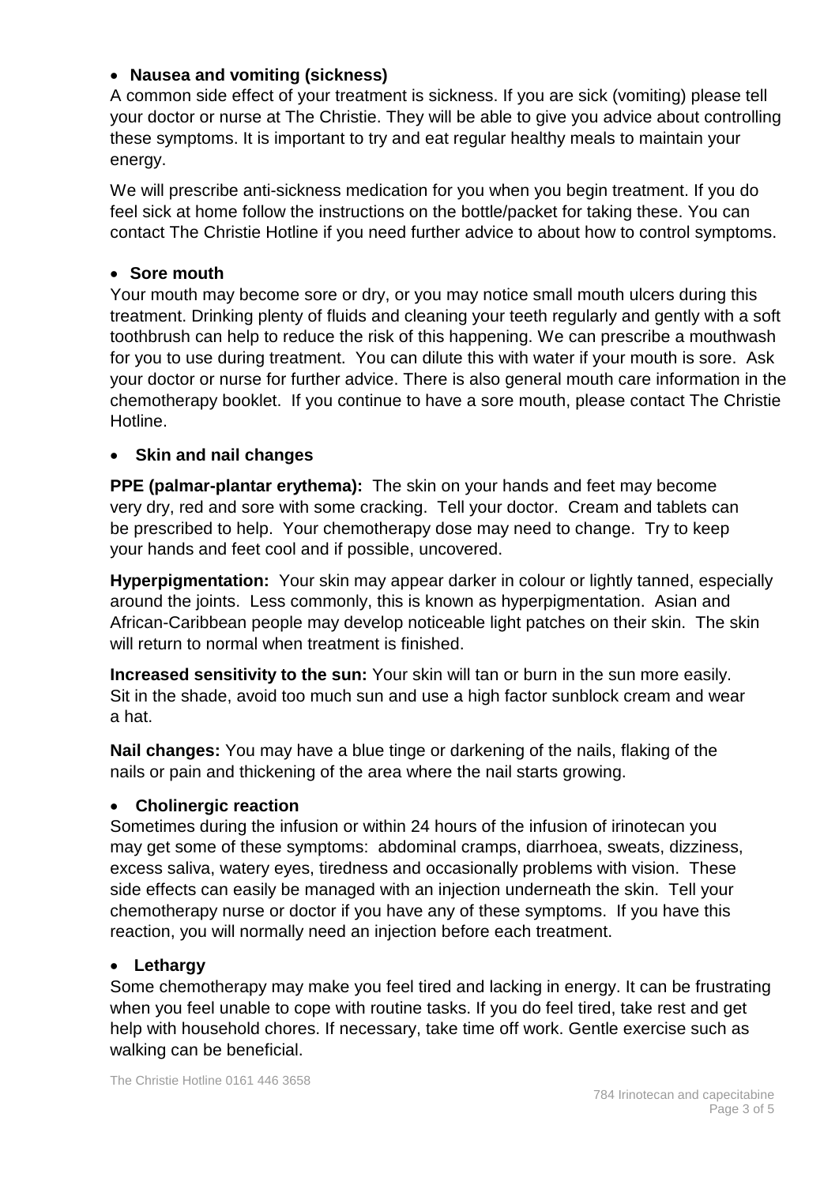- **Nausea and vomiting (sickness)**

A common side effect of your treatment is sickness. If you are sick (vomiting) please tell your doctor or nurse at The Christie. They will be able to give you advice about controlling these symptoms. It is important to try and eat regular healthy meals to maintain your energy.

We will prescribe anti-sickness medication for you when you begin treatment. If you do feel sick at home follow the instructions on the bottle/packet for taking these. You can contact The Christie Hotline if you need further advice to about how to control symptoms.

- **Sore mouth**

Your mouth may become sore or dry, or you may notice small mouth ulcers during this treatment. Drinking plenty of fluids and cleaning your teeth regularly and gently with a soft toothbrush can help to reduce the risk of this happening. We can prescribe a mouthwash for you to use during treatment. You can dilute this with water if your mouth is sore. Ask your doctor or nurse for further advice. There is also general mouth care information in the chemotherapy booklet. If you continue to have a sore mouth, please contact The Christie Hotline.

- **Skin and nail changes**

**PPE (palmar-plantar erythema):** The skin on your hands and feet may become very dry, red and sore with some cracking. Tell your doctor. Cream and tablets can be prescribed to help. Your chemotherapy dose may need to change. Try to keep your hands and feet cool and if possible, uncovered.

**Hyperpigmentation:** Your skin may appear darker in colour or lightly tanned, especially around the joints. Less commonly, this is known as hyperpigmentation. Asian and African-Caribbean people may develop noticeable light patches on their skin. The skin will return to normal when treatment is finished.

**Increased sensitivity to the sun:** Your skin will tan or burn in the sun more easily. Sit in the shade, avoid too much sun and use a high factor sunblock cream and wear a hat.

**Nail changes:** You may have a blue tinge or darkening of the nails, flaking of the nails or pain and thickening of the area where the nail starts growing.

- **Cholinergic reaction**

Sometimes during the infusion or within 24 hours of the infusion of irinotecan you may get some of these symptoms: abdominal cramps, diarrhoea, sweats, dizziness, excess saliva, watery eyes, tiredness and occasionally problems with vision. These side effects can easily be managed with an injection underneath the skin. Tell your chemotherapy nurse or doctor if you have any of these symptoms. If you have this reaction, you will normally need an injection before each treatment.

- **Lethargy**

Some chemotherapy may make you feel tired and lacking in energy. It can be frustrating when you feel unable to cope with routine tasks. If you do feel tired, take rest and get help with household chores. If necessary, take time off work. Gentle exercise such as walking can be beneficial.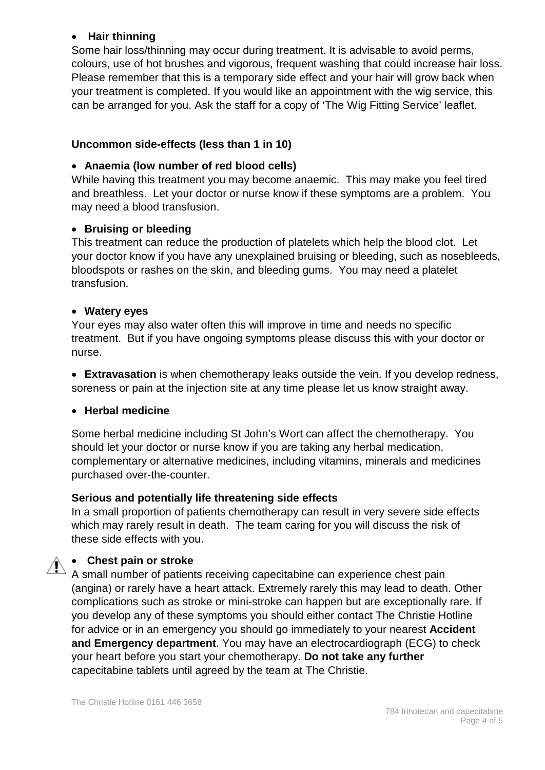- **Hair thinning**

Some hair loss/thinning may occur during treatment. It is advisable to avoid perms, colours, use of hot brushes and vigorous, frequent washing that could increase hair loss. Please remember that this is a temporary side effect and your hair will grow back when your treatment is completed. If you would like an appointment with the wig service, this can be arranged for you. Ask the staff for a copy of 'The Wig Fitting Service' leaflet.

**Uncommon side-effects (less than 1 in 10)**

- **Anaemia (low number of red blood cells)**

While having this treatment you may become anaemic. This may make you feel tired and breathless. Let your doctor or nurse know if these symptoms are a problem. You may need a blood transfusion.

- **Bruising or bleeding**

This treatment can reduce the production of platelets which help the blood clot. Let your doctor know if you have any unexplained bruising or bleeding, such as nosebleeds, bloodspots or rashes on the skin, and bleeding gums. You may need a platelet transfusion.

- **Watery eyes**

Your eyes may also water often this will improve in time and needs no specific treatment. But if you have ongoing symptoms please discuss this with your doctor or nurse.

- **Extravasation** is when chemotherapy leaks outside the vein. If you develop redness, soreness or pain at the injection site at any time please let us know straight away.

- **Herbal medicine**

Some herbal medicine including St John's Wort can affect the chemotherapy. You should let your doctor or nurse know if you are taking any herbal medication, complementary or alternative medicines, including vitamins, minerals and medicines purchased over-the-counter.

**Serious and potentially life threatening side effects**

In a small proportion of patients chemotherapy can result in very severe side effects which may rarely result in death. The team caring for you will discuss the risk of these side effects with you.

- **Chest pain or stroke**

A small number of patients receiving capecitabine can experience chest pain (angina) or rarely have a heart attack. Extremely rarely this may lead to death. Other complications such as stroke or mini-stroke can happen but are exceptionally rare. If you develop any of these symptoms you should either contact The Christie Hotline for advice or in an emergency you should go immediately to your nearest **Accident and Emergency department**. You may have an electrocardiograph (ECG) to check your heart before you start your chemotherapy. **Do not take any further** capecitabine tablets until agreed by the team at The Christie.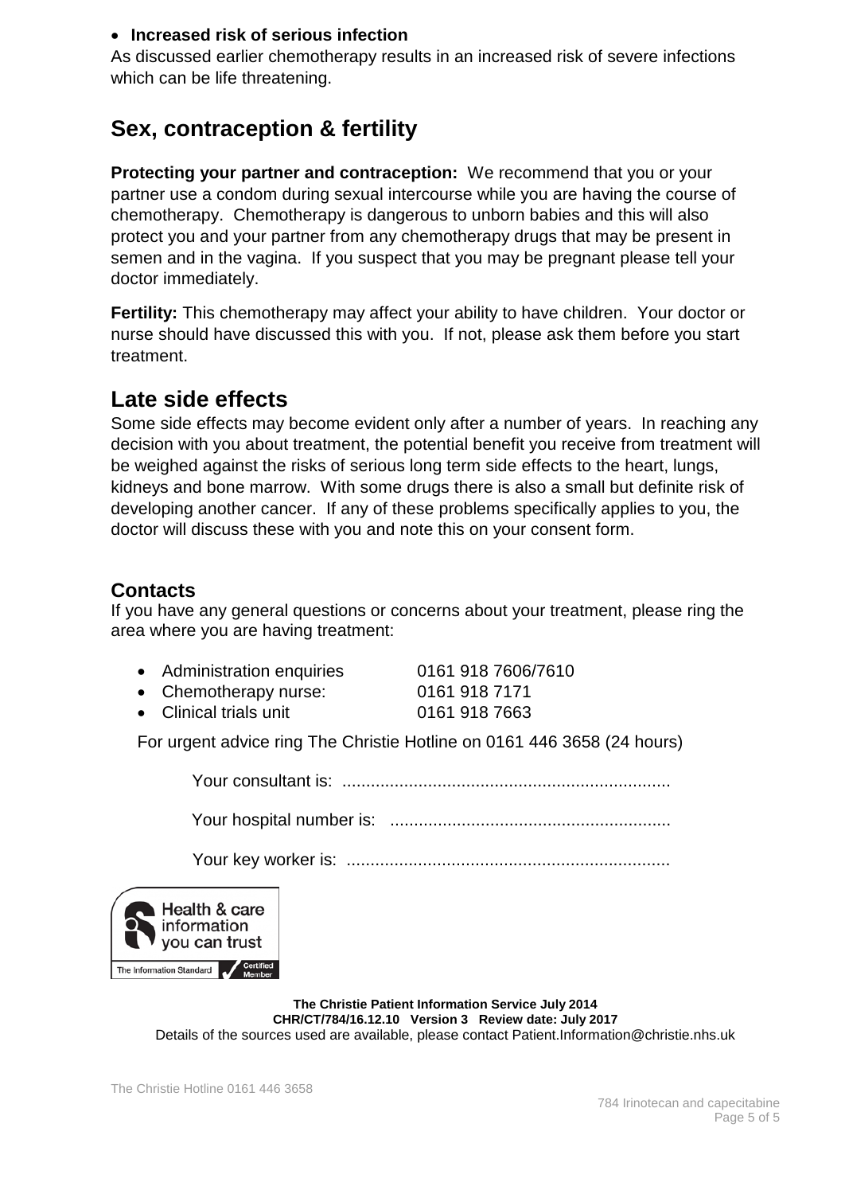- **Increased risk of serious infection**

As discussed earlier chemotherapy results in an increased risk of severe infections which can be life threatening.

## Sex, contraception & fertility

**Protecting your partner and contraception:** We recommend that you or your partner use a condom during sexual intercourse while you are having the course of chemotherapy. Chemotherapy is dangerous to unborn babies and this will also protect you and your partner from any chemotherapy drugs that may be present in semen and in the vagina. If you suspect that you may be pregnant please tell your doctor immediately.

**Fertility:** This chemotherapy may affect your ability to have children. Your doctor or nurse should have discussed this with you. If not, please ask them before you start treatment.

## Late side effects

Some side effects may become evident only after a number of years. In reaching any decision with you about treatment, the potential benefit you receive from treatment will be weighed against the risks of serious long term side effects to the heart, lungs, kidneys and bone marrow. With some drugs there is also a small but definite risk of developing another cancer. If any of these problems specifically applies to you, the doctor will discuss these with you and note this on your consent form.

### Contacts

If you have any general questions or concerns about your treatment, please ring the area where you are having treatment:

- Administration enquiries 0161 918 7606/7610
- Chemotherapy nurse: 0161 918 7171
- Clinical trials unit 0161 918 7663

For urgent advice ring The Christie Hotline on 0161 446 3658 (24 hours)

Your consultant is: ....................................................................

Your hospital number is: ..........................................................

Your key worker is: ...................................................................

Health & care information you can trust

The Information Standard Certified Member

**The Christie Patient Information Service July 2014**
**CHR/CT/784/16.12.10 Version 3 Review date: July 2017**
Details of the sources used are available, please contact Patient.Information@christie.nhs.uk